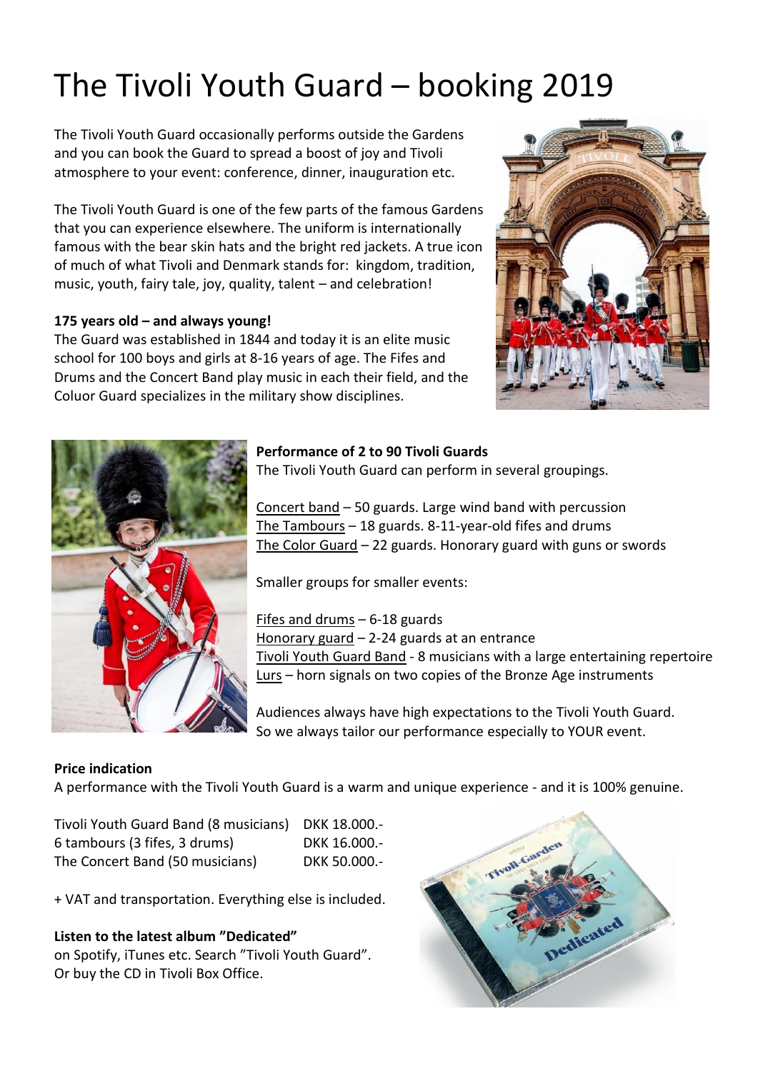# The Tivoli Youth Guard – booking 2019

The Tivoli Youth Guard occasionally performs outside the Gardens and you can book the Guard to spread a boost of joy and Tivoli atmosphere to your event: conference, dinner, inauguration etc.

The Tivoli Youth Guard is one of the few parts of the famous Gardens that you can experience elsewhere. The uniform is internationally famous with the bear skin hats and the bright red jackets. A true icon of much of what Tivoli and Denmark stands for: kingdom, tradition, music, youth, fairy tale, joy, quality, talent – and celebration!

**175 years old – and always young!**
The Guard was established in 1844 and today it is an elite music school for 100 boys and girls at 8-16 years of age. The Fifes and Drums and the Concert Band play music in each their field, and the Coluor Guard specializes in the military show disciplines.

**Performance of 2 to 90 Tivoli Guards**
The Tivoli Youth Guard can perform in several groupings.

Concert band – 50 guards. Large wind band with percussion
The Tambours – 18 guards. 8-11-year-old fifes and drums
The Color Guard – 22 guards. Honorary guard with guns or swords

Smaller groups for smaller events:

Fifes and drums – 6-18 guards
Honorary guard – 2-24 guards at an entrance
Tivoli Youth Guard Band - 8 musicians with a large entertaining repertoire
Lurs – horn signals on two copies of the Bronze Age instruments

Audiences always have high expectations to the Tivoli Youth Guard. So we always tailor our performance especially to YOUR event.

**Price indication**
A performance with the Tivoli Youth Guard is a warm and unique experience - and it is 100% genuine.

| | |
|---|---|
| Tivoli Youth Guard Band (8 musicians) | DKK 18.000.- |
| 6 tambours (3 fifes, 3 drums) | DKK 16.000.- |
| The Concert Band (50 musicians) | DKK 50.000.- |

+ VAT and transportation. Everything else is included.

**Listen to the latest album "Dedicated"**
on Spotify, iTunes etc. Search "Tivoli Youth Guard". Or buy the CD in Tivoli Box Office.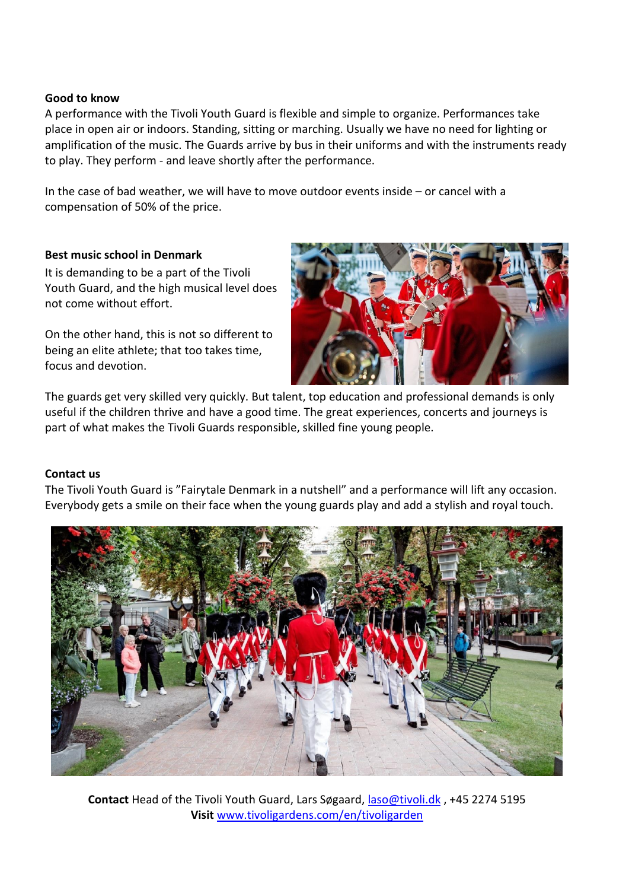**Good to know**

A performance with the Tivoli Youth Guard is flexible and simple to organize. Performances take place in open air or indoors. Standing, sitting or marching. Usually we have no need for lighting or amplification of the music. The Guards arrive by bus in their uniforms and with the instruments ready to play. They perform - and leave shortly after the performance.

In the case of bad weather, we will have to move outdoor events inside – or cancel with a compensation of 50% of the price.

**Best music school in Denmark**

It is demanding to be a part of the Tivoli Youth Guard, and the high musical level does not come without effort.

On the other hand, this is not so different to being an elite athlete; that too takes time, focus and devotion.

The guards get very skilled very quickly. But talent, top education and professional demands is only useful if the children thrive and have a good time. The great experiences, concerts and journeys is part of what makes the Tivoli Guards responsible, skilled fine young people.

**Contact us**

The Tivoli Youth Guard is "Fairytale Denmark in a nutshell" and a performance will lift any occasion. Everybody gets a smile on their face when the young guards play and add a stylish and royal touch.

**Contact** Head of the Tivoli Youth Guard, Lars Søgaard, [laso@tivoli.dk](mailto:laso@tivoli.dk) , +45 2274 5195
**Visit** [www.tivoligardens.com/en/tivoligarden](http://www.tivoligardens.com/en/tivoligarden)